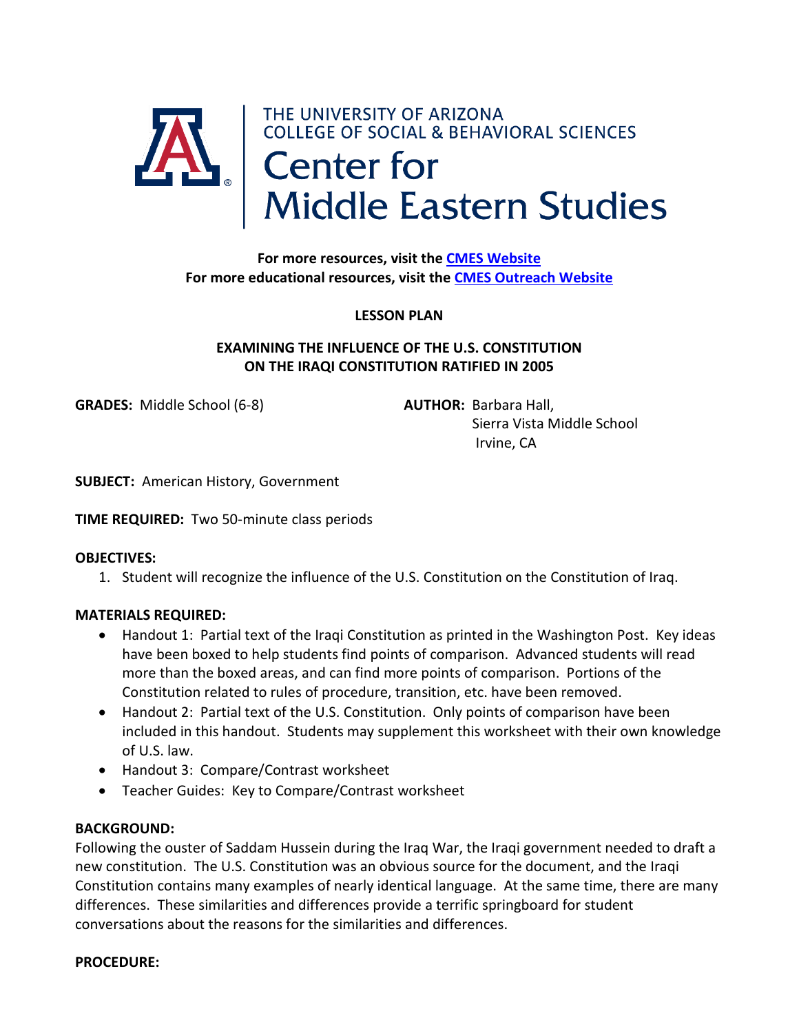THE UNIVERSITY OF ARIZONA
COLLEGE OF SOCIAL & BEHAVIORAL SCIENCES

# Center for Middle Eastern Studies

**For more resources, visit the [CMES Website](#)**
**For more educational resources, visit the [CMES Outreach Website](#)**

## LESSON PLAN

## EXAMINING THE INFLUENCE OF THE U.S. CONSTITUTION ON THE IRAQI CONSTITUTION RATIFIED IN 2005

**GRADES:** Middle School (6-8)

**AUTHOR:** Barbara Hall,
Sierra Vista Middle School
Irvine, CA

**SUBJECT:** American History, Government

**TIME REQUIRED:** Two 50-minute class periods

**OBJECTIVES:**

1. Student will recognize the influence of the U.S. Constitution on the Constitution of Iraq.

**MATERIALS REQUIRED:**

- Handout 1: Partial text of the Iraqi Constitution as printed in the Washington Post. Key ideas have been boxed to help students find points of comparison. Advanced students will read more than the boxed areas, and can find more points of comparison. Portions of the Constitution related to rules of procedure, transition, etc. have been removed.
- Handout 2: Partial text of the U.S. Constitution. Only points of comparison have been included in this handout. Students may supplement this worksheet with their own knowledge of U.S. law.
- Handout 3: Compare/Contrast worksheet
- Teacher Guides: Key to Compare/Contrast worksheet

**BACKGROUND:**
Following the ouster of Saddam Hussein during the Iraq War, the Iraqi government needed to draft a new constitution. The U.S. Constitution was an obvious source for the document, and the Iraqi Constitution contains many examples of nearly identical language. At the same time, there are many differences. These similarities and differences provide a terrific springboard for student conversations about the reasons for the similarities and differences.

**PROCEDURE:**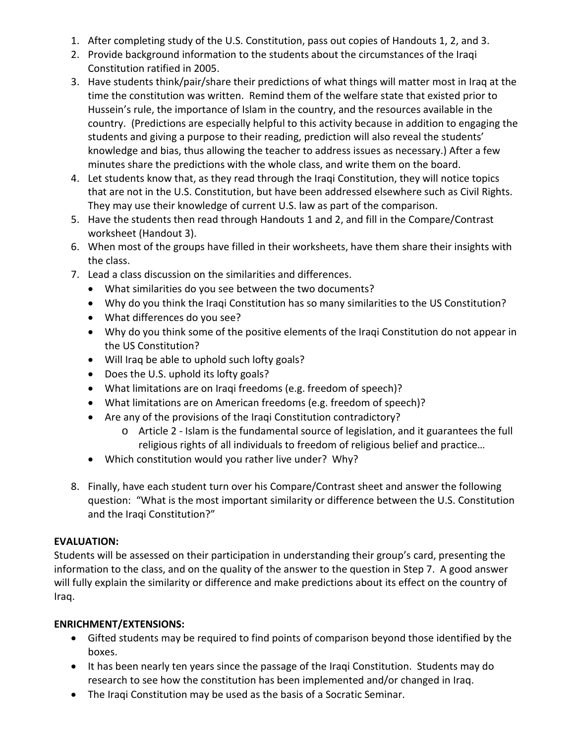1. After completing study of the U.S. Constitution, pass out copies of Handouts 1, 2, and 3.
2. Provide background information to the students about the circumstances of the Iraqi Constitution ratified in 2005.
3. Have students think/pair/share their predictions of what things will matter most in Iraq at the time the constitution was written. Remind them of the welfare state that existed prior to Hussein's rule, the importance of Islam in the country, and the resources available in the country. (Predictions are especially helpful to this activity because in addition to engaging the students and giving a purpose to their reading, prediction will also reveal the students' knowledge and bias, thus allowing the teacher to address issues as necessary.) After a few minutes share the predictions with the whole class, and write them on the board.
4. Let students know that, as they read through the Iraqi Constitution, they will notice topics that are not in the U.S. Constitution, but have been addressed elsewhere such as Civil Rights. They may use their knowledge of current U.S. law as part of the comparison.
5. Have the students then read through Handouts 1 and 2, and fill in the Compare/Contrast worksheet (Handout 3).
6. When most of the groups have filled in their worksheets, have them share their insights with the class.
7. Lead a class discussion on the similarities and differences.
   - What similarities do you see between the two documents?
   - Why do you think the Iraqi Constitution has so many similarities to the US Constitution?
   - What differences do you see?
   - Why do you think some of the positive elements of the Iraqi Constitution do not appear in the US Constitution?
   - Will Iraq be able to uphold such lofty goals?
   - Does the U.S. uphold its lofty goals?
   - What limitations are on Iraqi freedoms (e.g. freedom of speech)?
   - What limitations are on American freedoms (e.g. freedom of speech)?
   - Are any of the provisions of the Iraqi Constitution contradictory?
     - Article 2 - Islam is the fundamental source of legislation, and it guarantees the full religious rights of all individuals to freedom of religious belief and practice…
   - Which constitution would you rather live under? Why?

8. Finally, have each student turn over his Compare/Contrast sheet and answer the following question: "What is the most important similarity or difference between the U.S. Constitution and the Iraqi Constitution?"

**EVALUATION:**

Students will be assessed on their participation in understanding their group's card, presenting the information to the class, and on the quality of the answer to the question in Step 7. A good answer will fully explain the similarity or difference and make predictions about its effect on the country of Iraq.

**ENRICHMENT/EXTENSIONS:**

- Gifted students may be required to find points of comparison beyond those identified by the boxes.
- It has been nearly ten years since the passage of the Iraqi Constitution. Students may do research to see how the constitution has been implemented and/or changed in Iraq.
- The Iraqi Constitution may be used as the basis of a Socratic Seminar.